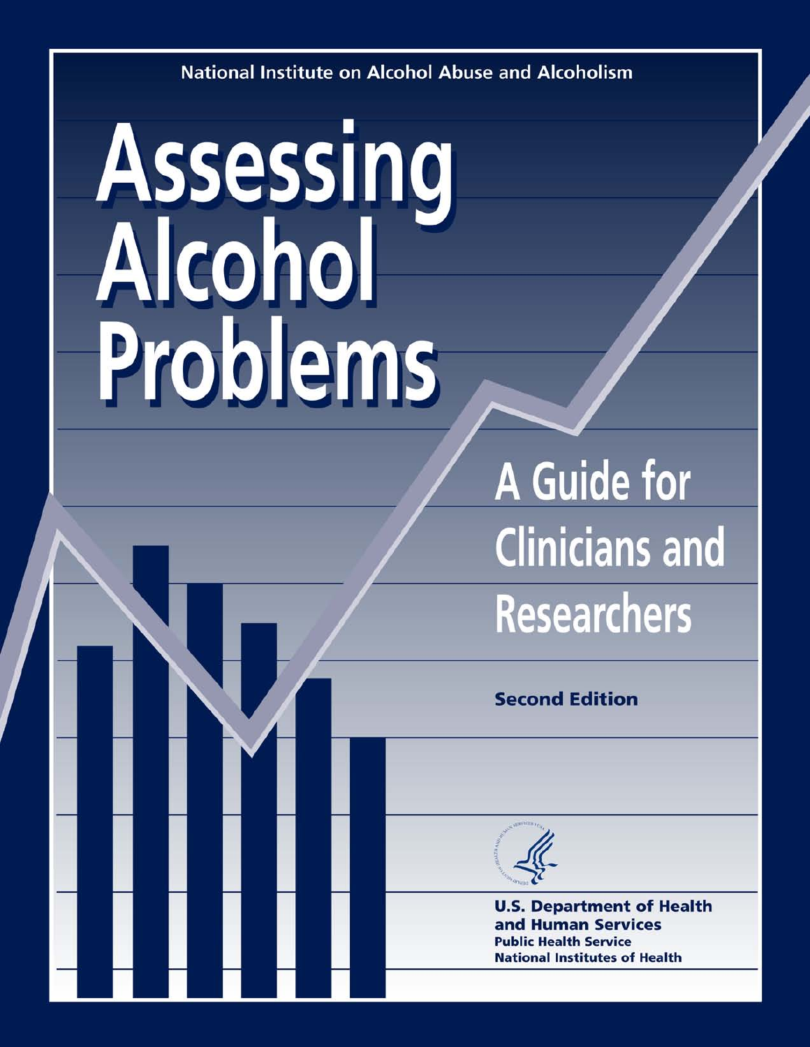National Institute on Alcohol Abuse and Alcoholism

# Assessing Alcohol Problems

## A Guide for Clinicians and Researchers

**Second Edition**

**U.S. Department of Health and Human Services**
**Public Health Service**
**National Institutes of Health**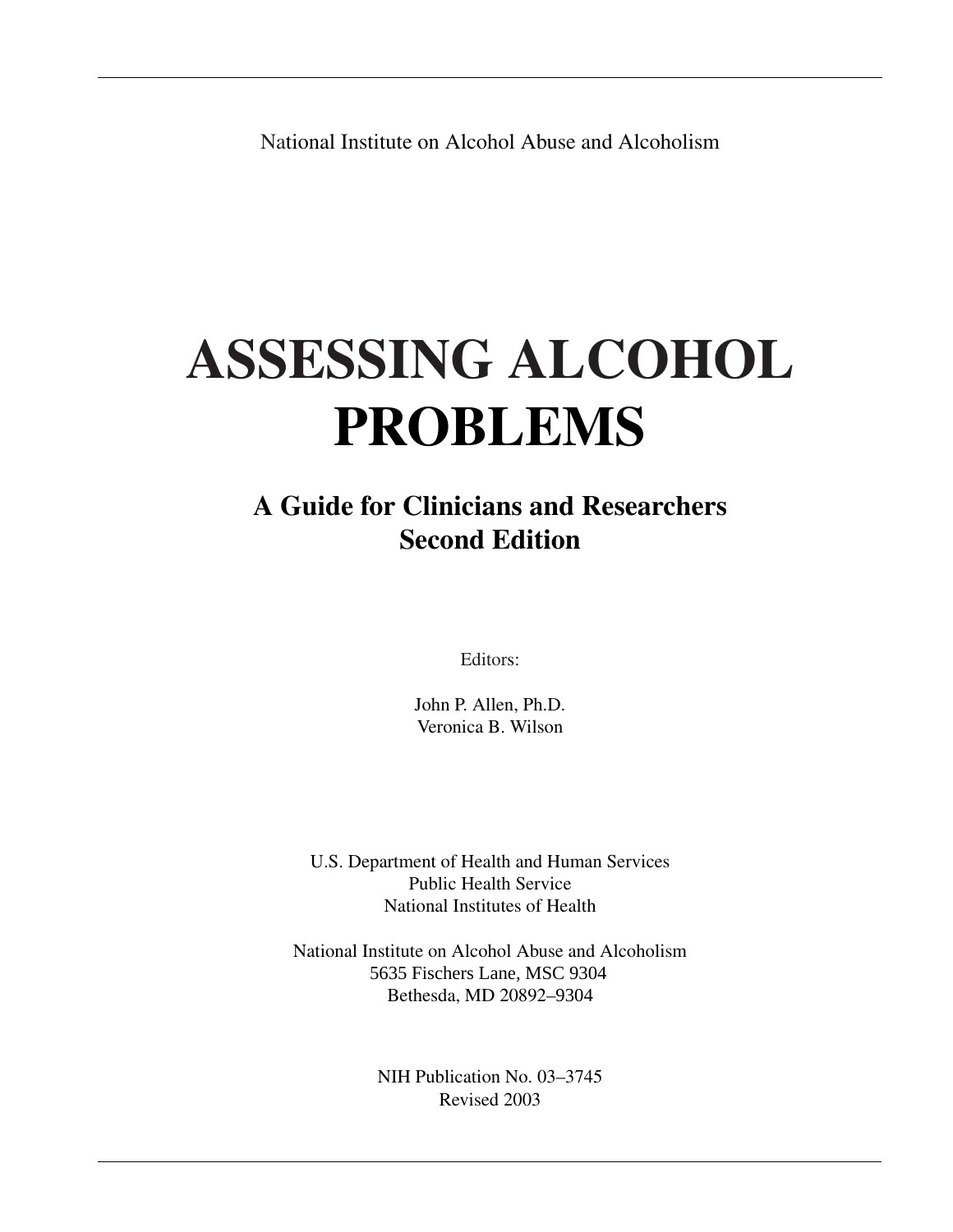National Institute on Alcohol Abuse and Alcoholism

# ASSESSING ALCOHOL PROBLEMS

## A Guide for Clinicians and Researchers
## Second Edition

Editors:

John P. Allen, Ph.D.
Veronica B. Wilson

U.S. Department of Health and Human Services
Public Health Service
National Institutes of Health

National Institute on Alcohol Abuse and Alcoholism
5635 Fischers Lane, MSC 9304
Bethesda, MD 20892–9304

NIH Publication No. 03–3745
Revised 2003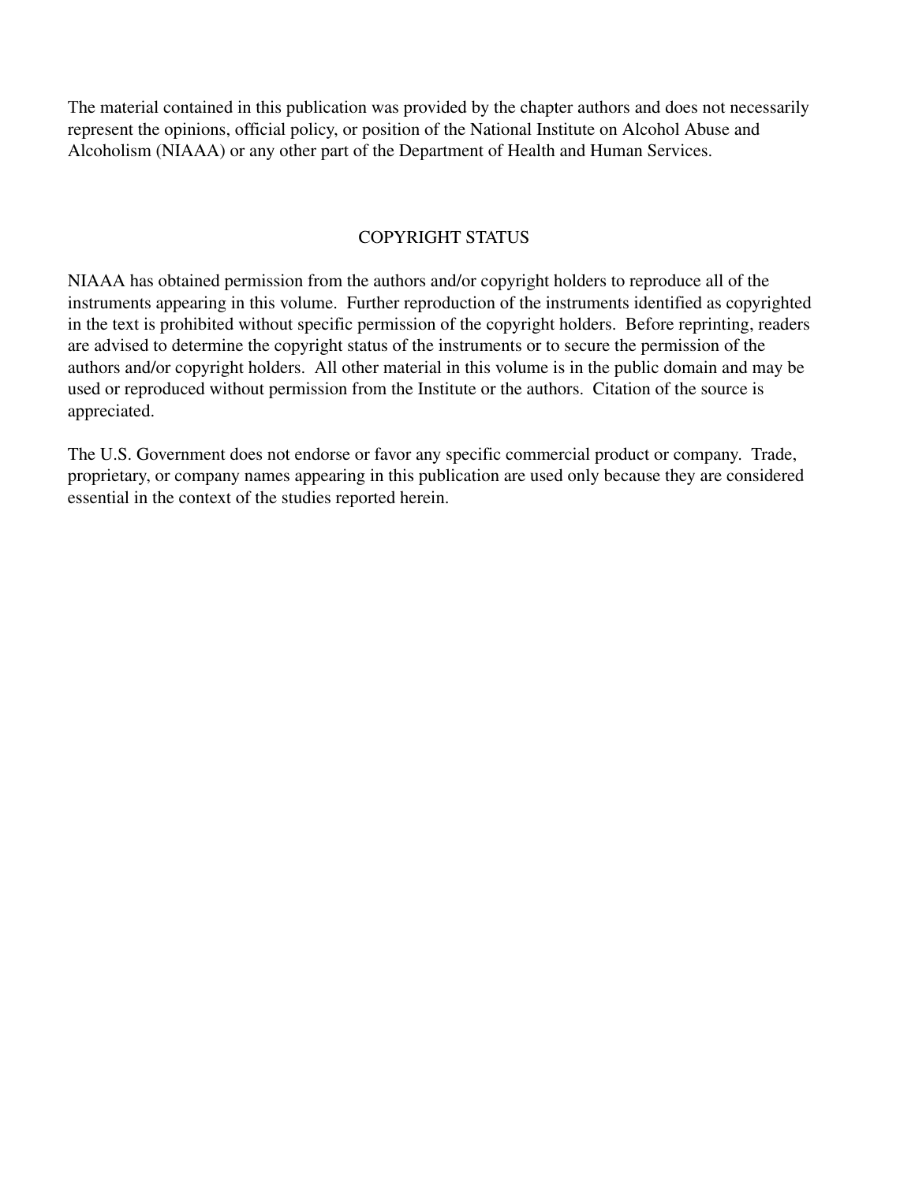The material contained in this publication was provided by the chapter authors and does not necessarily represent the opinions, official policy, or position of the National Institute on Alcohol Abuse and Alcoholism (NIAAA) or any other part of the Department of Health and Human Services.

## COPYRIGHT STATUS

NIAAA has obtained permission from the authors and/or copyright holders to reproduce all of the instruments appearing in this volume. Further reproduction of the instruments identified as copyrighted in the text is prohibited without specific permission of the copyright holders. Before reprinting, readers are advised to determine the copyright status of the instruments or to secure the permission of the authors and/or copyright holders. All other material in this volume is in the public domain and may be used or reproduced without permission from the Institute or the authors. Citation of the source is appreciated.

The U.S. Government does not endorse or favor any specific commercial product or company. Trade, proprietary, or company names appearing in this publication are used only because they are considered essential in the context of the studies reported herein.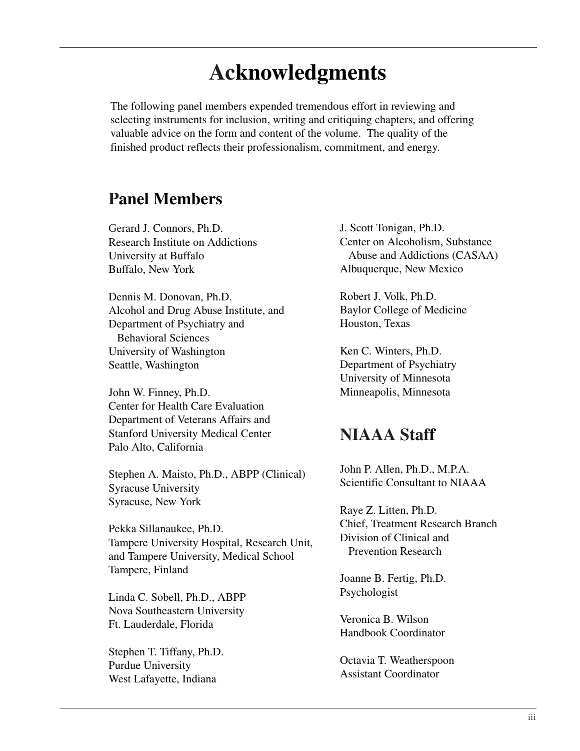# Acknowledgments

The following panel members expended tremendous effort in reviewing and selecting instruments for inclusion, writing and critiquing chapters, and offering valuable advice on the form and content of the volume. The quality of the finished product reflects their professionalism, commitment, and energy.

## Panel Members

Gerard J. Connors, Ph.D.
Research Institute on Addictions
University at Buffalo
Buffalo, New York

Dennis M. Donovan, Ph.D.
Alcohol and Drug Abuse Institute, and
Department of Psychiatry and
Behavioral Sciences
University of Washington
Seattle, Washington

John W. Finney, Ph.D.
Center for Health Care Evaluation
Department of Veterans Affairs and
Stanford University Medical Center
Palo Alto, California

Stephen A. Maisto, Ph.D., ABPP (Clinical)
Syracuse University
Syracuse, New York

Pekka Sillanaukee, Ph.D.
Tampere University Hospital, Research Unit,
and Tampere University, Medical School
Tampere, Finland

Linda C. Sobell, Ph.D., ABPP
Nova Southeastern University
Ft. Lauderdale, Florida

Stephen T. Tiffany, Ph.D.
Purdue University
West Lafayette, Indiana

J. Scott Tonigan, Ph.D.
Center on Alcoholism, Substance
Abuse and Addictions (CASAA)
Albuquerque, New Mexico

Robert J. Volk, Ph.D.
Baylor College of Medicine
Houston, Texas

Ken C. Winters, Ph.D.
Department of Psychiatry
University of Minnesota
Minneapolis, Minnesota

## NIAAA Staff

John P. Allen, Ph.D., M.P.A.
Scientific Consultant to NIAAA

Raye Z. Litten, Ph.D.
Chief, Treatment Research Branch
Division of Clinical and
Prevention Research

Joanne B. Fertig, Ph.D.
Psychologist

Veronica B. Wilson
Handbook Coordinator

Octavia T. Weatherspoon
Assistant Coordinator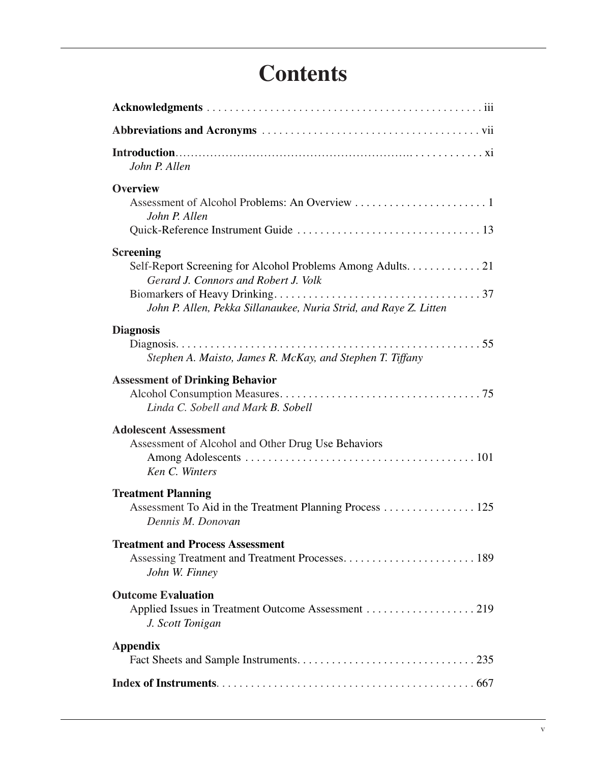# Contents

**Acknowledgments** . . . . . . . . . . . . . . . . . . . . . . . . . . . . . . . . . . . . . . . . . . . . . . . iii

**Abbreviations and Acronyms** . . . . . . . . . . . . . . . . . . . . . . . . . . . . . . . . . . . . . vii

**Introduction**. . . . . . . . . . . . . . . . . . . . . . . . . . . . . . . . . . . . . . . . . . . . . . . . . . . . . xi
*John P. Allen*

**Overview**

Assessment of Alcohol Problems: An Overview . . . . . . . . . . . . . . . . . . . . . . . 1
*John P. Allen*

Quick-Reference Instrument Guide . . . . . . . . . . . . . . . . . . . . . . . . . . . . . . . . 13

**Screening**

Self-Report Screening for Alcohol Problems Among Adults. . . . . . . . . . . . . 21
*Gerard J. Connors and Robert J. Volk*

Biomarkers of Heavy Drinking. . . . . . . . . . . . . . . . . . . . . . . . . . . . . . . . . . . . 37
*John P. Allen, Pekka Sillanaukee, Nuria Strid, and Raye Z. Litten*

**Diagnosis**

Diagnosis. . . . . . . . . . . . . . . . . . . . . . . . . . . . . . . . . . . . . . . . . . . . . . . . . . . . 55
*Stephen A. Maisto, James R. McKay, and Stephen T. Tiffany*

**Assessment of Drinking Behavior**

Alcohol Consumption Measures. . . . . . . . . . . . . . . . . . . . . . . . . . . . . . . . . . . 75
*Linda C. Sobell and Mark B. Sobell*

**Adolescent Assessment**

Assessment of Alcohol and Other Drug Use Behaviors Among Adolescents . . . . . . . . . . . . . . . . . . . . . . . . . . . . . . . . . . . . . . . 101
*Ken C. Winters*

**Treatment Planning**

Assessment To Aid in the Treatment Planning Process . . . . . . . . . . . . . . . . 125
*Dennis M. Donovan*

**Treatment and Process Assessment**

Assessing Treatment and Treatment Processes. . . . . . . . . . . . . . . . . . . . . . . 189
*John W. Finney*

**Outcome Evaluation**

Applied Issues in Treatment Outcome Assessment . . . . . . . . . . . . . . . . . . . 219
*J. Scott Tonigan*

**Appendix**

Fact Sheets and Sample Instruments. . . . . . . . . . . . . . . . . . . . . . . . . . . . . . . 235

**Index of Instruments**. . . . . . . . . . . . . . . . . . . . . . . . . . . . . . . . . . . . . . . . . . . . 667